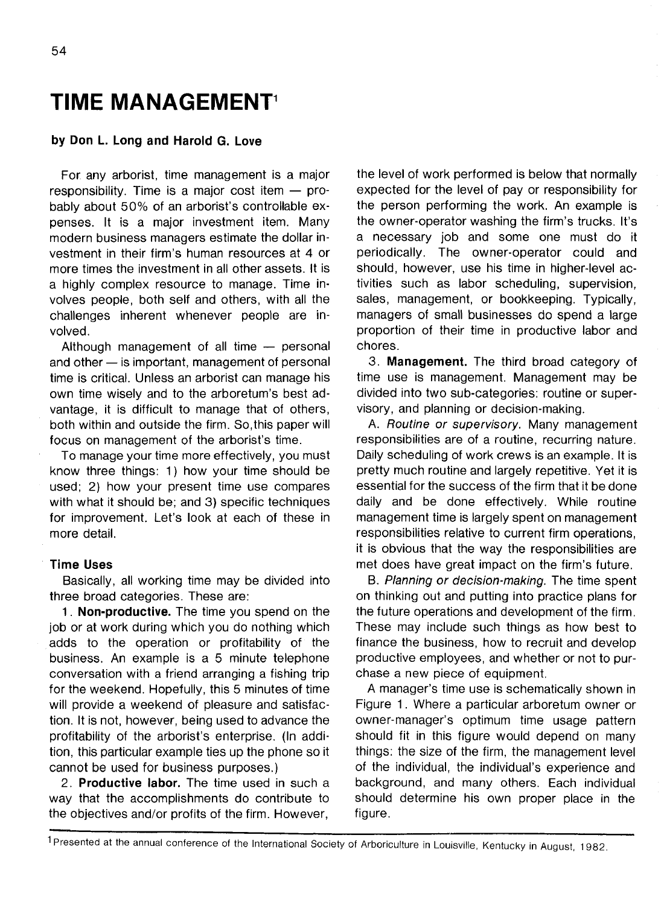# TIME MANAGEMENT[1]

**by Don L. Long and Harold G. Love**

For any arborist, time management is a major responsibility. Time is a major cost item — probably about 50% of an arborist's controllable expenses. It is a major investment item. Many modern business managers estimate the dollar investment in their firm's human resources at 4 or more times the investment in all other assets. It is a highly complex resource to manage. Time involves people, both self and others, with all the challenges inherent whenever people are involved.

Although management of all time — personal and other — is important, management of personal time is critical. Unless an arborist can manage his own time wisely and to the arboretum's best advantage, it is difficult to manage that of others, both within and outside the firm. So,this paper will focus on management of the arborist's time.

To manage your time more effectively, you must know three things: 1) how your time should be used; 2) how your present time use compares with what it should be; and 3) specific techniques for improvement. Let's look at each of these in more detail.

## Time Uses

Basically, all working time may be divided into three broad categories. These are:

1. **Non-productive.** The time you spend on the job or at work during which you do nothing which adds to the operation or profitability of the business. An example is a 5 minute telephone conversation with a friend arranging a fishing trip for the weekend. Hopefully, this 5 minutes of time will provide a weekend of pleasure and satisfaction. It is not, however, being used to advance the profitability of the arborist's enterprise. (In addition, this particular example ties up the phone so it cannot be used for business purposes.)

2. **Productive labor.** The time used in such a way that the accomplishments do contribute to the objectives and/or profits of the firm. However, the level of work performed is below that normally expected for the level of pay or responsibility for the person performing the work. An example is the owner-operator washing the firm's trucks. It's a necessary job and some one must do it periodically. The owner-operator could and should, however, use his time in higher-level activities such as labor scheduling, supervision, sales, management, or bookkeeping. Typically, managers of small businesses do spend a large proportion of their time in productive labor and chores.

3. **Management.** The third broad category of time use is management. Management may be divided into two sub-categories: routine or supervisory, and planning or decision-making.

A. *Routine or supervisory.* Many management responsibilities are of a routine, recurring nature. Daily scheduling of work crews is an example. It is pretty much routine and largely repetitive. Yet it is essential for the success of the firm that it be done daily and be done effectively. While routine management time is largely spent on management responsibilities relative to current firm operations, it is obvious that the way the responsibilities are met does have great impact on the firm's future.

B. *Planning or decision-making.* The time spent on thinking out and putting into practice plans for the future operations and development of the firm. These may include such things as how best to finance the business, how to recruit and develop productive employees, and whether or not to purchase a new piece of equipment.

A manager's time use is schematically shown in Figure 1. Where a particular arboretum owner or owner-manager's optimum time usage pattern should fit in this figure would depend on many things: the size of the firm, the management level of the individual, the individual's experience and background, and many others. Each individual should determine his own proper place in the figure.

---

[1] Presented at the annual conference of the International Society of Arboriculture in Louisville, Kentucky in August, 1982.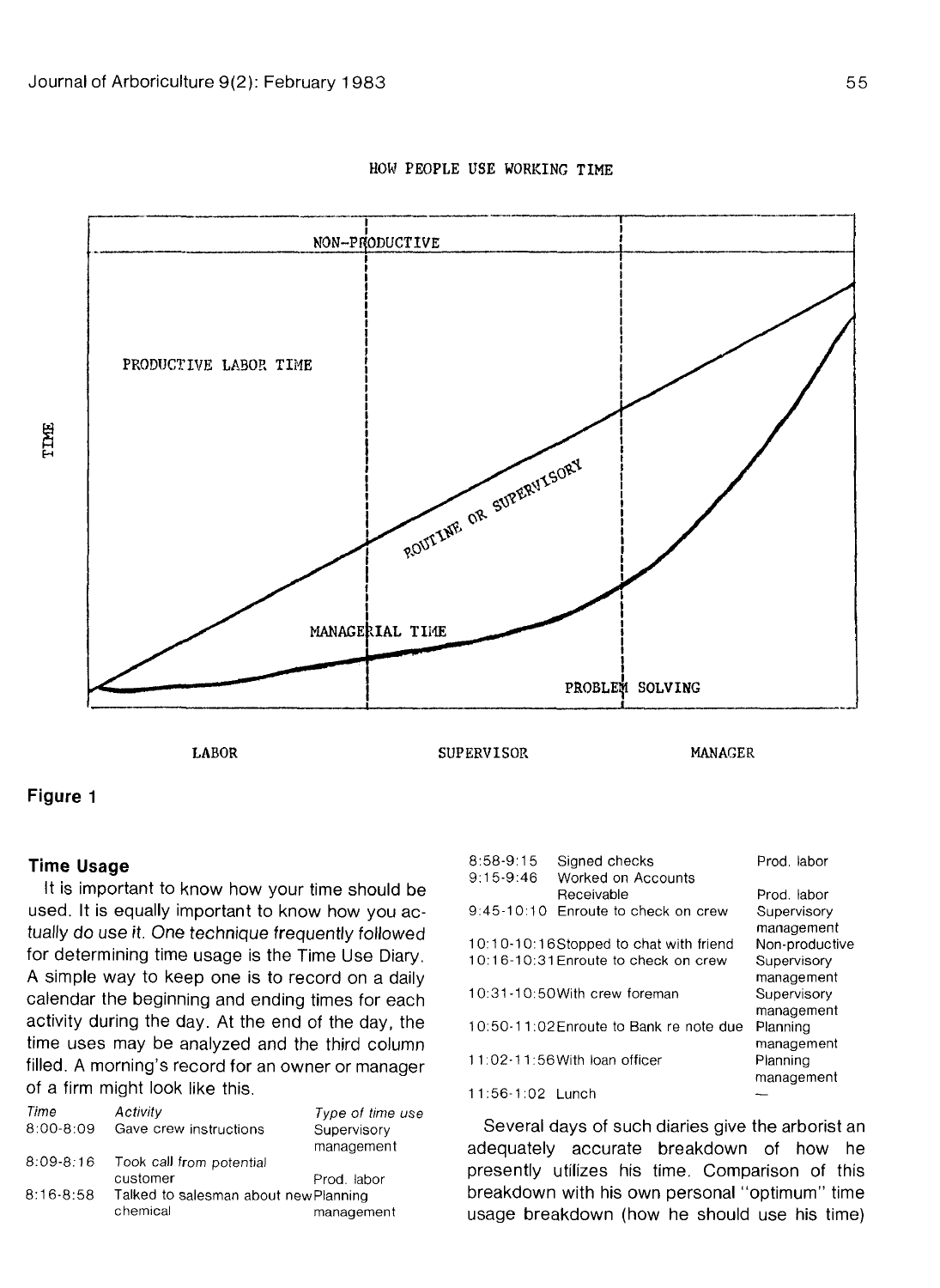HOW PEOPLE USE WORKING TIME

Figure 1

### Time Usage

It is important to know how your time should be used. It is equally important to know how you actually *do* use it. One technique frequently followed for determining time usage is the Time Use Diary. A simple way to keep one is to record on a daily calendar the beginning and ending times for each activity during the day. At the end of the day, the time uses may be analyzed and the third column filled. A morning's record for an owner or manager of a firm might look like this.

| *Time* | *Activity* | *Type of time use* |
|---|---|---|
| 8:00-8:09 | Gave crew instructions | Supervisory management |
| 8:09-8:16 | Took call from potential customer | Prod. labor |
| 8:16-8:58 | Talked to salesman about new chemical | Planning management |
| 8:58-9:15 | Signed checks | Prod. labor |
| 9:15-9:46 | Worked on Accounts Receivable | Prod. labor |
| 9:45-10:10 | Enroute to check on crew | Supervisory management |
| 10:10-10:16 | Stopped to chat with friend | Non-productive |
| 10:16-10:31 | Enroute to check on crew | Supervisory management |
| 10:31-10:50 | With crew foreman | Supervisory management |
| 10:50-11:02 | Enroute to Bank re note due | Planning management |
| 11:02-11:56 | With loan officer | Planning management |
| 11:56-1:02 | Lunch | — |

Several days of such diaries give the arborist an adequately accurate breakdown of how he presently utilizes his time. Comparison of this breakdown with his own personal "optimum" time usage breakdown (how he should use his time)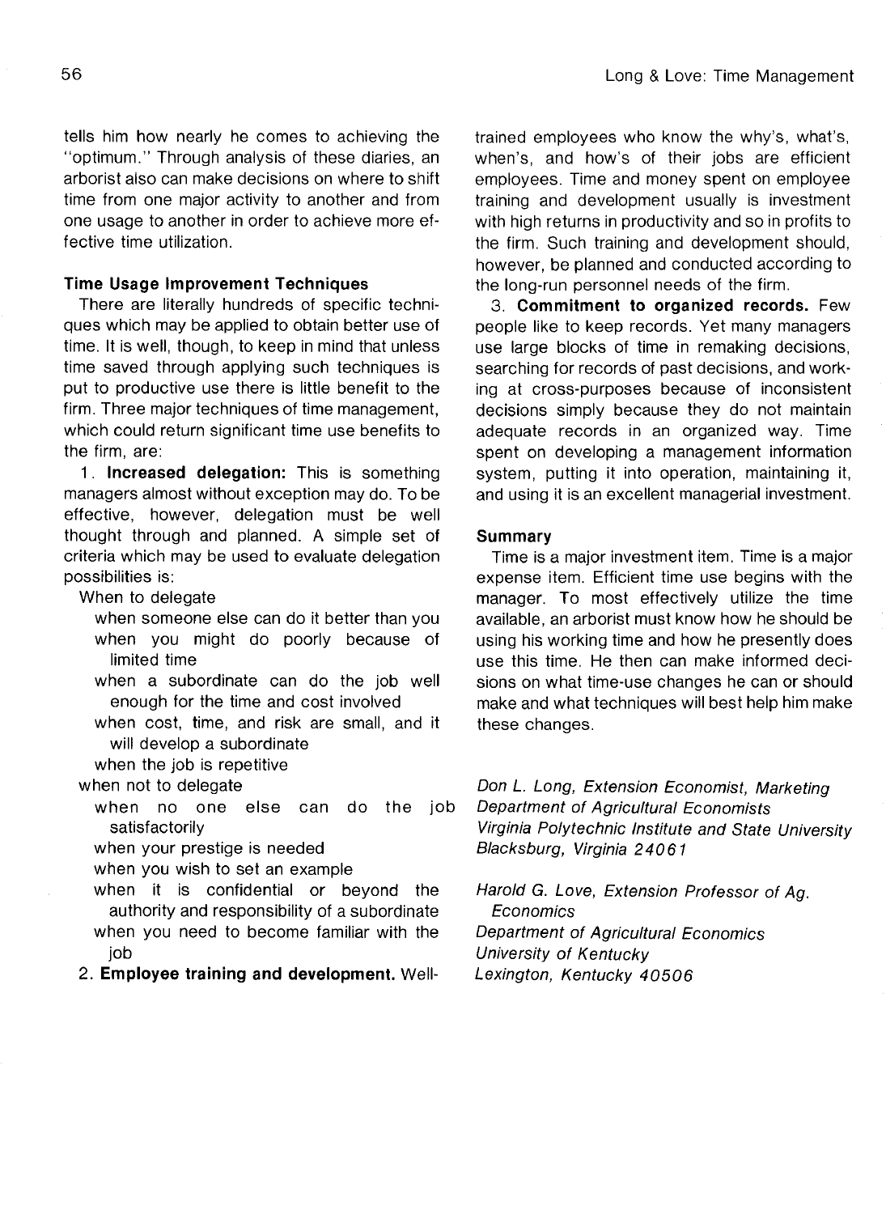tells him how nearly he comes to achieving the "optimum." Through analysis of these diaries, an arborist also can make decisions on where to shift time from one major activity to another and from one usage to another in order to achieve more effective time utilization.

### Time Usage Improvement Techniques

There are literally hundreds of specific techniques which may be applied to obtain better use of time. It is well, though, to keep in mind that unless time saved through applying such techniques is put to productive use there is little benefit to the firm. Three major techniques of time management, which could return significant time use benefits to the firm, are:

1. **Increased delegation:** This is something managers almost without exception may do. To be effective, however, delegation must be well thought through and planned. A simple set of criteria which may be used to evaluate delegation possibilities is:

   When to delegate
   - when someone else can do it better than you
   - when you might do poorly because of limited time
   - when a subordinate can do the job well enough for the time and cost involved
   - when cost, time, and risk are small, and it will develop a subordinate
   - when the job is repetitive

   When not to delegate
   - when no one else can do the job satisfactorily
   - when your prestige is needed
   - when you wish to set an example
   - when it is confidential or beyond the authority and responsibility of a subordinate
   - when you need to become familiar with the job

2. **Employee training and development.** Well-trained employees who know the why's, what's, when's, and how's of their jobs are efficient employees. Time and money spent on employee training and development usually is investment with high returns in productivity and so in profits to the firm. Such training and development should, however, be planned and conducted according to the long-run personnel needs of the firm.

3. **Commitment to organized records.** Few people like to keep records. Yet many managers use large blocks of time in remaking decisions, searching for records of past decisions, and working at cross-purposes because of inconsistent decisions simply because they do not maintain adequate records in an organized way. Time spent on developing a management information system, putting it into operation, maintaining it, and using it is an excellent managerial investment.

### Summary

Time is a major investment item. Time is a major expense item. Efficient time use begins with the manager. To most effectively utilize the time available, an arborist must know how he should be using his working time and how he presently does use this time. He then can make informed decisions on what time-use changes he can or should make and what techniques will best help him make these changes.

*Don L. Long, Extension Economist, Marketing*
*Department of Agricultural Economists*
*Virginia Polytechnic Institute and State University*
*Blacksburg, Virginia 24061*

*Harold G. Love, Extension Professor of Ag. Economics*
*Department of Agricultural Economics*
*University of Kentucky*
*Lexington, Kentucky 40506*